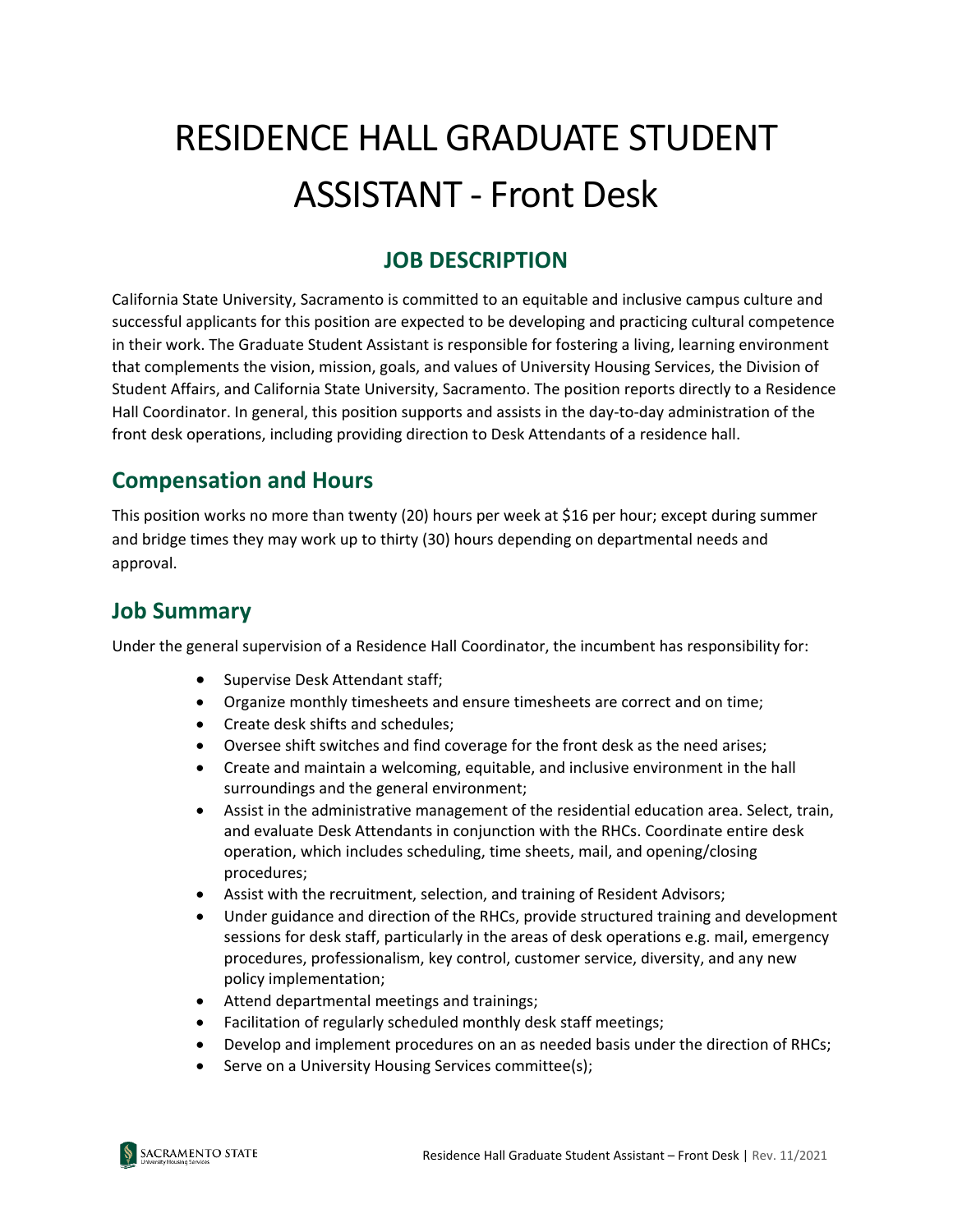# RESIDENCE HALL GRADUATE STUDENT ASSISTANT - Front Desk

## JOB DESCRIPTION

California State University, Sacramento is committed to an equitable and inclusive campus culture and successful applicants for this position are expected to be developing and practicing cultural competence in their work. The Graduate Student Assistant is responsible for fostering a living, learning environment that complements the vision, mission, goals, and values of University Housing Services, the Division of Student Affairs, and California State University, Sacramento. The position reports directly to a Residence Hall Coordinator. In general, this position supports and assists in the day-to-day administration of the front desk operations, including providing direction to Desk Attendants of a residence hall.

## Compensation and Hours

This position works no more than twenty (20) hours per week at $16 per hour; except during summer and bridge times they may work up to thirty (30) hours depending on departmental needs and approval.

## Job Summary

Under the general supervision of a Residence Hall Coordinator, the incumbent has responsibility for:

- Supervise Desk Attendant staff;
- Organize monthly timesheets and ensure timesheets are correct and on time;
- Create desk shifts and schedules;
- Oversee shift switches and find coverage for the front desk as the need arises;
- Create and maintain a welcoming, equitable, and inclusive environment in the hall surroundings and the general environment;
- Assist in the administrative management of the residential education area. Select, train, and evaluate Desk Attendants in conjunction with the RHCs. Coordinate entire desk operation, which includes scheduling, time sheets, mail, and opening/closing procedures;
- Assist with the recruitment, selection, and training of Resident Advisors;
- Under guidance and direction of the RHCs, provide structured training and development sessions for desk staff, particularly in the areas of desk operations e.g. mail, emergency procedures, professionalism, key control, customer service, diversity, and any new policy implementation;
- Attend departmental meetings and trainings;
- Facilitation of regularly scheduled monthly desk staff meetings;
- Develop and implement procedures on an as needed basis under the direction of RHCs;
- Serve on a University Housing Services committee(s);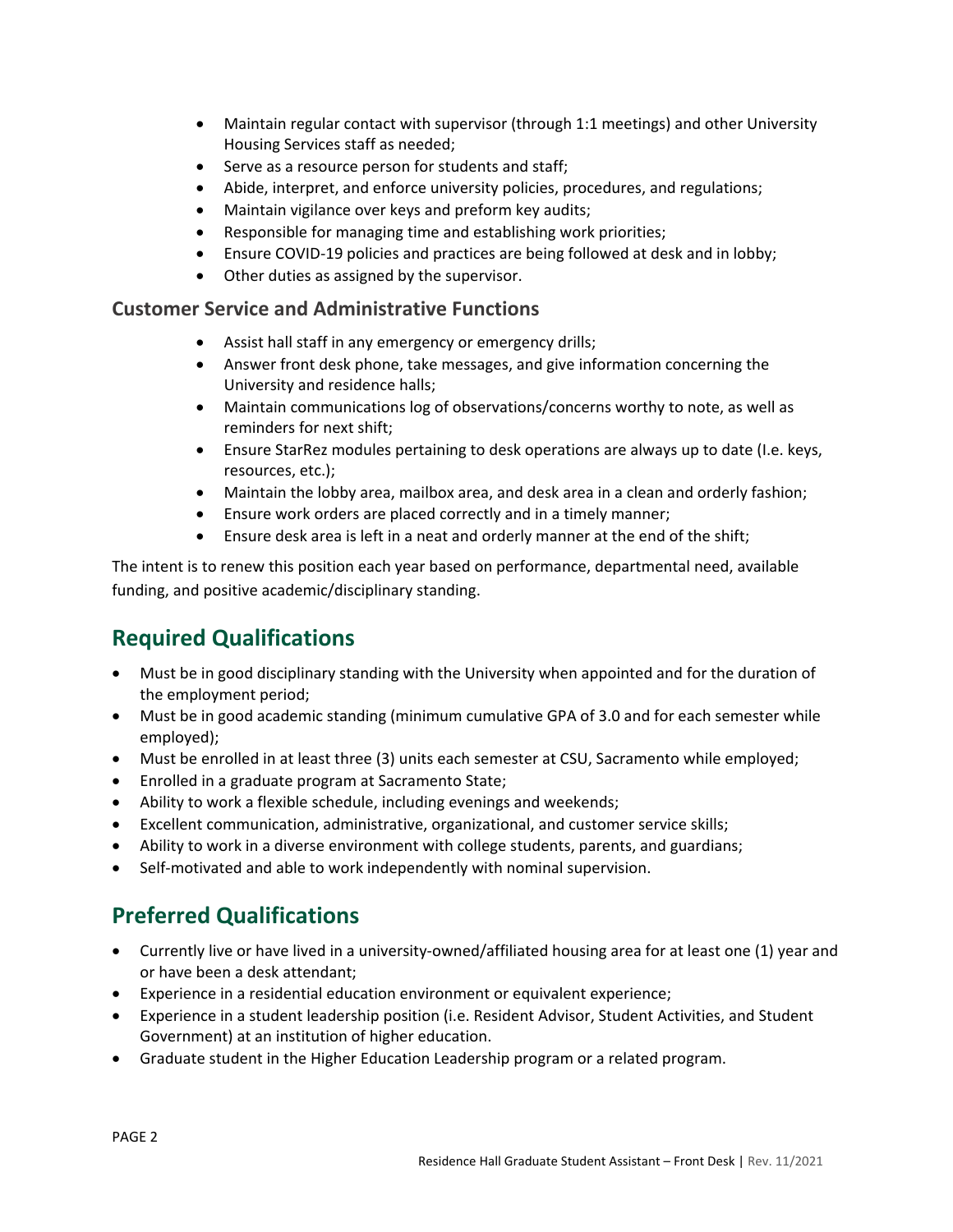- Maintain regular contact with supervisor (through 1:1 meetings) and other University Housing Services staff as needed;
- Serve as a resource person for students and staff;
- Abide, interpret, and enforce university policies, procedures, and regulations;
- Maintain vigilance over keys and preform key audits;
- Responsible for managing time and establishing work priorities;
- Ensure COVID-19 policies and practices are being followed at desk and in lobby;
- Other duties as assigned by the supervisor.

### Customer Service and Administrative Functions

- Assist hall staff in any emergency or emergency drills;
- Answer front desk phone, take messages, and give information concerning the University and residence halls;
- Maintain communications log of observations/concerns worthy to note, as well as reminders for next shift;
- Ensure StarRez modules pertaining to desk operations are always up to date (I.e. keys, resources, etc.);
- Maintain the lobby area, mailbox area, and desk area in a clean and orderly fashion;
- Ensure work orders are placed correctly and in a timely manner;
- Ensure desk area is left in a neat and orderly manner at the end of the shift;

The intent is to renew this position each year based on performance, departmental need, available funding, and positive academic/disciplinary standing.

## Required Qualifications

- Must be in good disciplinary standing with the University when appointed and for the duration of the employment period;
- Must be in good academic standing (minimum cumulative GPA of 3.0 and for each semester while employed);
- Must be enrolled in at least three (3) units each semester at CSU, Sacramento while employed;
- Enrolled in a graduate program at Sacramento State;
- Ability to work a flexible schedule, including evenings and weekends;
- Excellent communication, administrative, organizational, and customer service skills;
- Ability to work in a diverse environment with college students, parents, and guardians;
- Self-motivated and able to work independently with nominal supervision.

## Preferred Qualifications

- Currently live or have lived in a university-owned/affiliated housing area for at least one (1) year and or have been a desk attendant;
- Experience in a residential education environment or equivalent experience;
- Experience in a student leadership position (i.e. Resident Advisor, Student Activities, and Student Government) at an institution of higher education.
- Graduate student in the Higher Education Leadership program or a related program.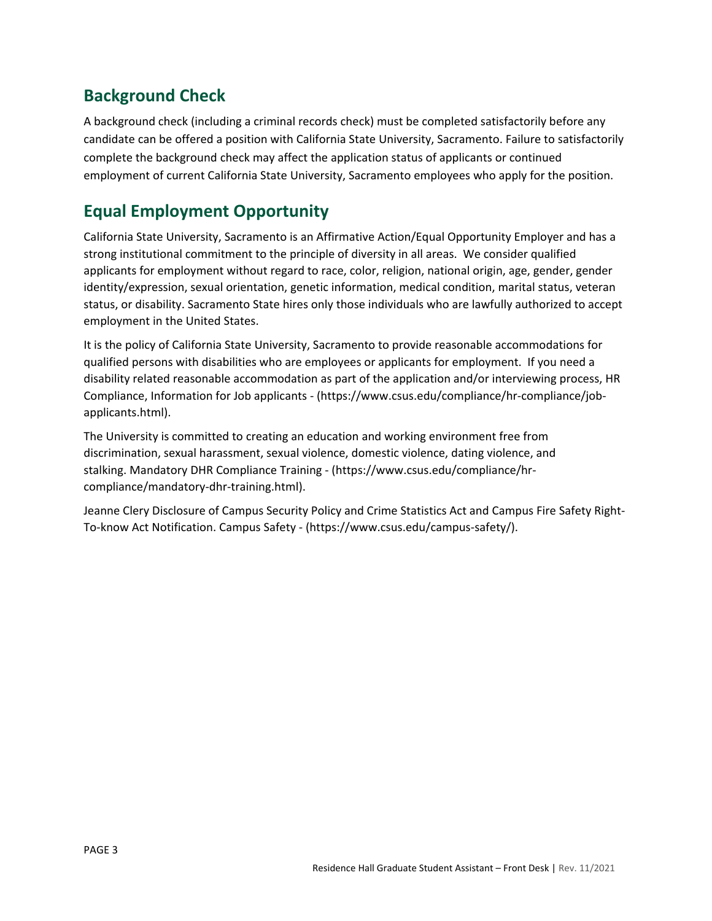## Background Check

A background check (including a criminal records check) must be completed satisfactorily before any candidate can be offered a position with California State University, Sacramento. Failure to satisfactorily complete the background check may affect the application status of applicants or continued employment of current California State University, Sacramento employees who apply for the position.

## Equal Employment Opportunity

California State University, Sacramento is an Affirmative Action/Equal Opportunity Employer and has a strong institutional commitment to the principle of diversity in all areas. We consider qualified applicants for employment without regard to race, color, religion, national origin, age, gender, gender identity/expression, sexual orientation, genetic information, medical condition, marital status, veteran status, or disability. Sacramento State hires only those individuals who are lawfully authorized to accept employment in the United States.

It is the policy of California State University, Sacramento to provide reasonable accommodations for qualified persons with disabilities who are employees or applicants for employment. If you need a disability related reasonable accommodation as part of the application and/or interviewing process, HR Compliance, Information for Job applicants - (https://www.csus.edu/compliance/hr-compliance/job-applicants.html).

The University is committed to creating an education and working environment free from discrimination, sexual harassment, sexual violence, domestic violence, dating violence, and stalking. Mandatory DHR Compliance Training - (https://www.csus.edu/compliance/hr-compliance/mandatory-dhr-training.html).

Jeanne Clery Disclosure of Campus Security Policy and Crime Statistics Act and Campus Fire Safety Right-To-know Act Notification. Campus Safety - (https://www.csus.edu/campus-safety/).